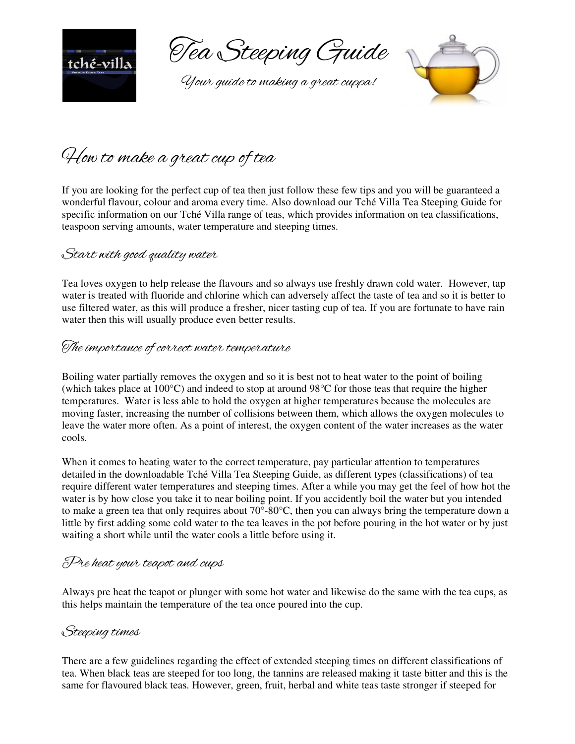# Tea Steeping Guide

*Your guide to making a great cuppa!*

## How to make a great cup of tea

If you are looking for the perfect cup of tea then just follow these few tips and you will be guaranteed a wonderful flavour, colour and aroma every time. Also download our Tché Villa Tea Steeping Guide for specific information on our Tché Villa range of teas, which provides information on tea classifications, teaspoon serving amounts, water temperature and steeping times.

### Start with good quality water

Tea loves oxygen to help release the flavours and so always use freshly drawn cold water. However, tap water is treated with fluoride and chlorine which can adversely affect the taste of tea and so it is better to use filtered water, as this will produce a fresher, nicer tasting cup of tea. If you are fortunate to have rain water then this will usually produce even better results.

### The importance of correct water temperature

Boiling water partially removes the oxygen and so it is best not to heat water to the point of boiling (which takes place at 100°C) and indeed to stop at around 98°C for those teas that require the higher temperatures. Water is less able to hold the oxygen at higher temperatures because the molecules are moving faster, increasing the number of collisions between them, which allows the oxygen molecules to leave the water more often. As a point of interest, the oxygen content of the water increases as the water cools.

When it comes to heating water to the correct temperature, pay particular attention to temperatures detailed in the downloadable Tché Villa Tea Steeping Guide, as different types (classifications) of tea require different water temperatures and steeping times. After a while you may get the feel of how hot the water is by how close you take it to near boiling point. If you accidently boil the water but you intended to make a green tea that only requires about 70°-80°C, then you can always bring the temperature down a little by first adding some cold water to the tea leaves in the pot before pouring in the hot water or by just waiting a short while until the water cools a little before using it.

### Pre heat your teapot and cups

Always pre heat the teapot or plunger with some hot water and likewise do the same with the tea cups, as this helps maintain the temperature of the tea once poured into the cup.

### Steeping times

There are a few guidelines regarding the effect of extended steeping times on different classifications of tea. When black teas are steeped for too long, the tannins are released making it taste bitter and this is the same for flavoured black teas. However, green, fruit, herbal and white teas taste stronger if steeped for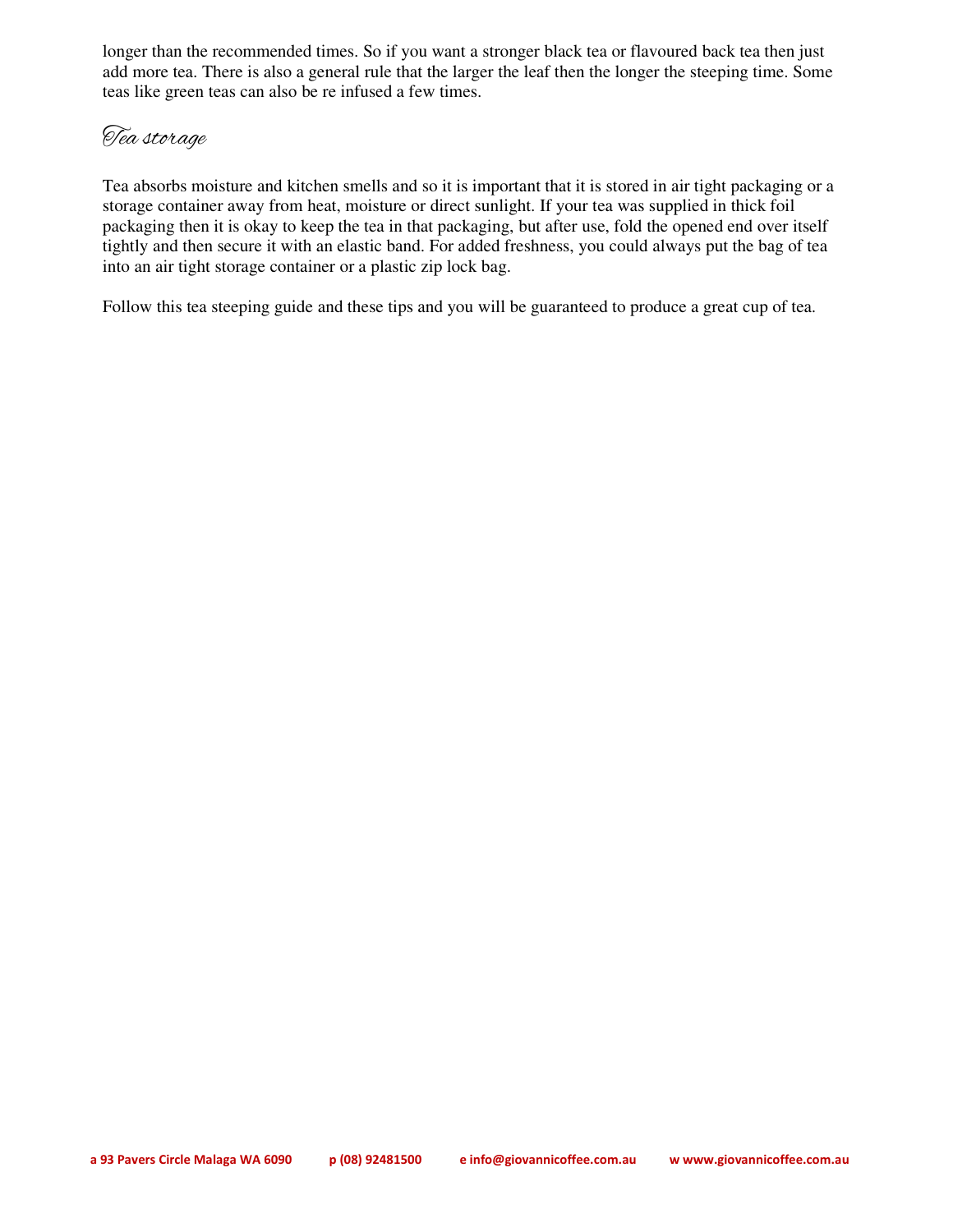longer than the recommended times. So if you want a stronger black tea or flavoured back tea then just add more tea. There is also a general rule that the larger the leaf then the longer the steeping time. Some teas like green teas can also be re infused a few times.

## Tea storage

Tea absorbs moisture and kitchen smells and so it is important that it is stored in air tight packaging or a storage container away from heat, moisture or direct sunlight. If your tea was supplied in thick foil packaging then it is okay to keep the tea in that packaging, but after use, fold the opened end over itself tightly and then secure it with an elastic band. For added freshness, you could always put the bag of tea into an air tight storage container or a plastic zip lock bag.

Follow this tea steeping guide and these tips and you will be guaranteed to produce a great cup of tea.